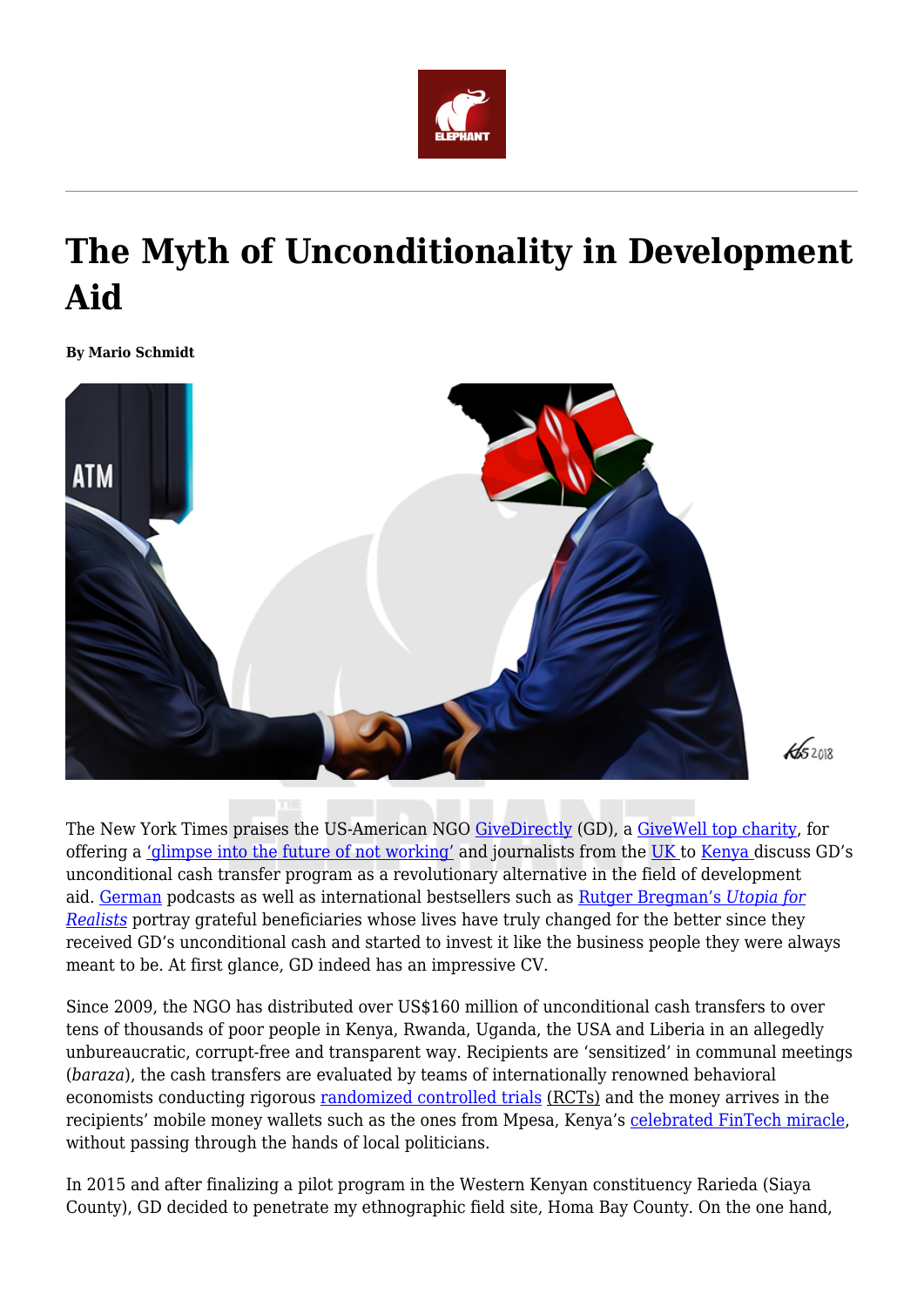# The Myth of Unconditionality in Development Aid

**By Mario Schmidt**

The New York Times praises the US-American NGO GiveDirectly (GD), a GiveWell top charity, for offering a 'glimpse into the future of not working' and journalists from the UK to Kenya discuss GD's unconditional cash transfer program as a revolutionary alternative in the field of development aid. German podcasts as well as international bestsellers such as Rutger Bregman's *Utopia for Realists* portray grateful beneficiaries whose lives have truly changed for the better since they received GD's unconditional cash and started to invest it like the business people they were always meant to be. At first glance, GD indeed has an impressive CV.

Since 2009, the NGO has distributed over US$160 million of unconditional cash transfers to over tens of thousands of poor people in Kenya, Rwanda, Uganda, the USA and Liberia in an allegedly unbureaucratic, corrupt-free and transparent way. Recipients are 'sensitized' in communal meetings (*baraza*), the cash transfers are evaluated by teams of internationally renowned behavioral economists conducting rigorous randomized controlled trials (RCTs) and the money arrives in the recipients' mobile money wallets such as the ones from Mpesa, Kenya's celebrated FinTech miracle, without passing through the hands of local politicians.

In 2015 and after finalizing a pilot program in the Western Kenyan constituency Rarieda (Siaya County), GD decided to penetrate my ethnographic field site, Homa Bay County. On the one hand,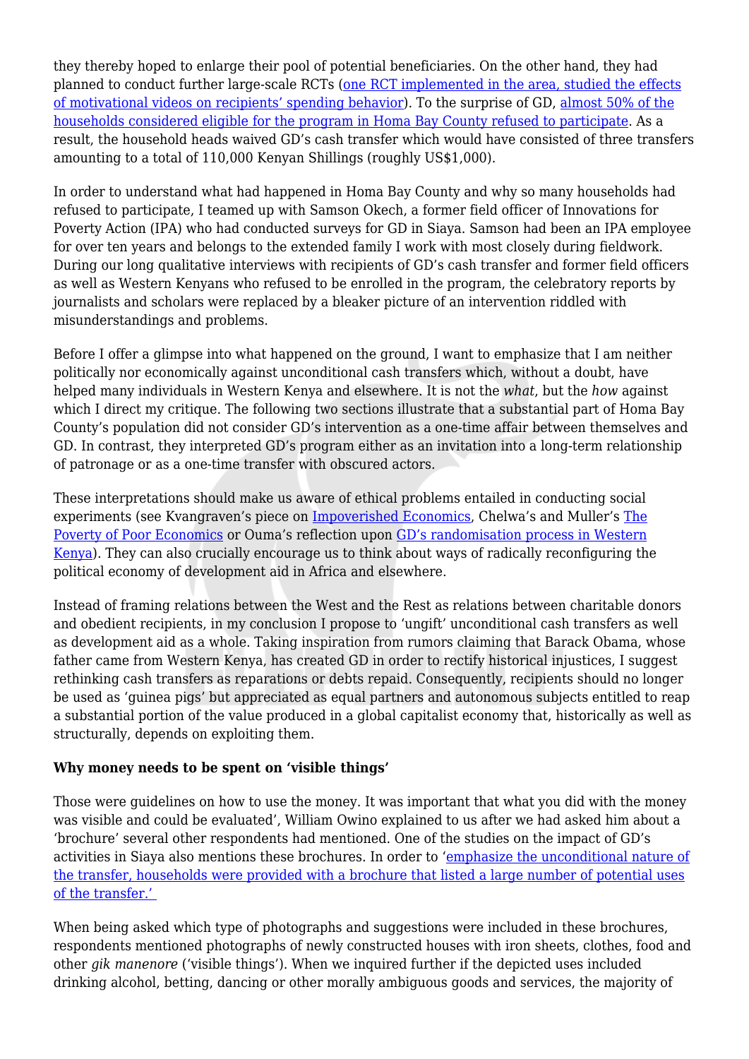they thereby hoped to enlarge their pool of potential beneficiaries. On the other hand, they had planned to conduct further large-scale RCTs (one RCT implemented in the area, studied the effects of motivational videos on recipients' spending behavior). To the surprise of GD, almost 50% of the households considered eligible for the program in Homa Bay County refused to participate. As a result, the household heads waived GD's cash transfer which would have consisted of three transfers amounting to a total of 110,000 Kenyan Shillings (roughly US$1,000).

In order to understand what had happened in Homa Bay County and why so many households had refused to participate, I teamed up with Samson Okech, a former field officer of Innovations for Poverty Action (IPA) who had conducted surveys for GD in Siaya. Samson had been an IPA employee for over ten years and belongs to the extended family I work with most closely during fieldwork. During our long qualitative interviews with recipients of GD's cash transfer and former field officers as well as Western Kenyans who refused to be enrolled in the program, the celebratory reports by journalists and scholars were replaced by a bleaker picture of an intervention riddled with misunderstandings and problems.

Before I offer a glimpse into what happened on the ground, I want to emphasize that I am neither politically nor economically against unconditional cash transfers which, without a doubt, have helped many individuals in Western Kenya and elsewhere. It is not the *what*, but the *how* against which I direct my critique. The following two sections illustrate that a substantial part of Homa Bay County's population did not consider GD's intervention as a one-time affair between themselves and GD. In contrast, they interpreted GD's program either as an invitation into a long-term relationship of patronage or as a one-time transfer with obscured actors.

These interpretations should make us aware of ethical problems entailed in conducting social experiments (see Kvangraven's piece on Impoverished Economics, Chelwa's and Muller's The Poverty of Poor Economics or Ouma's reflection upon GD's randomisation process in Western Kenya). They can also crucially encourage us to think about ways of radically reconfiguring the political economy of development aid in Africa and elsewhere.

Instead of framing relations between the West and the Rest as relations between charitable donors and obedient recipients, in my conclusion I propose to 'ungift' unconditional cash transfers as well as development aid as a whole. Taking inspiration from rumors claiming that Barack Obama, whose father came from Western Kenya, has created GD in order to rectify historical injustices, I suggest rethinking cash transfers as reparations or debts repaid. Consequently, recipients should no longer be used as 'guinea pigs' but appreciated as equal partners and autonomous subjects entitled to reap a substantial portion of the value produced in a global capitalist economy that, historically as well as structurally, depends on exploiting them.

**Why money needs to be spent on 'visible things'**

Those were guidelines on how to use the money. It was important that what you did with the money was visible and could be evaluated', William Owino explained to us after we had asked him about a 'brochure' several other respondents had mentioned. One of the studies on the impact of GD's activities in Siaya also mentions these brochures. In order to 'emphasize the unconditional nature of the transfer, households were provided with a brochure that listed a large number of potential uses of the transfer.'

When being asked which type of photographs and suggestions were included in these brochures, respondents mentioned photographs of newly constructed houses with iron sheets, clothes, food and other *gik manenore* ('visible things'). When we inquired further if the depicted uses included drinking alcohol, betting, dancing or other morally ambiguous goods and services, the majority of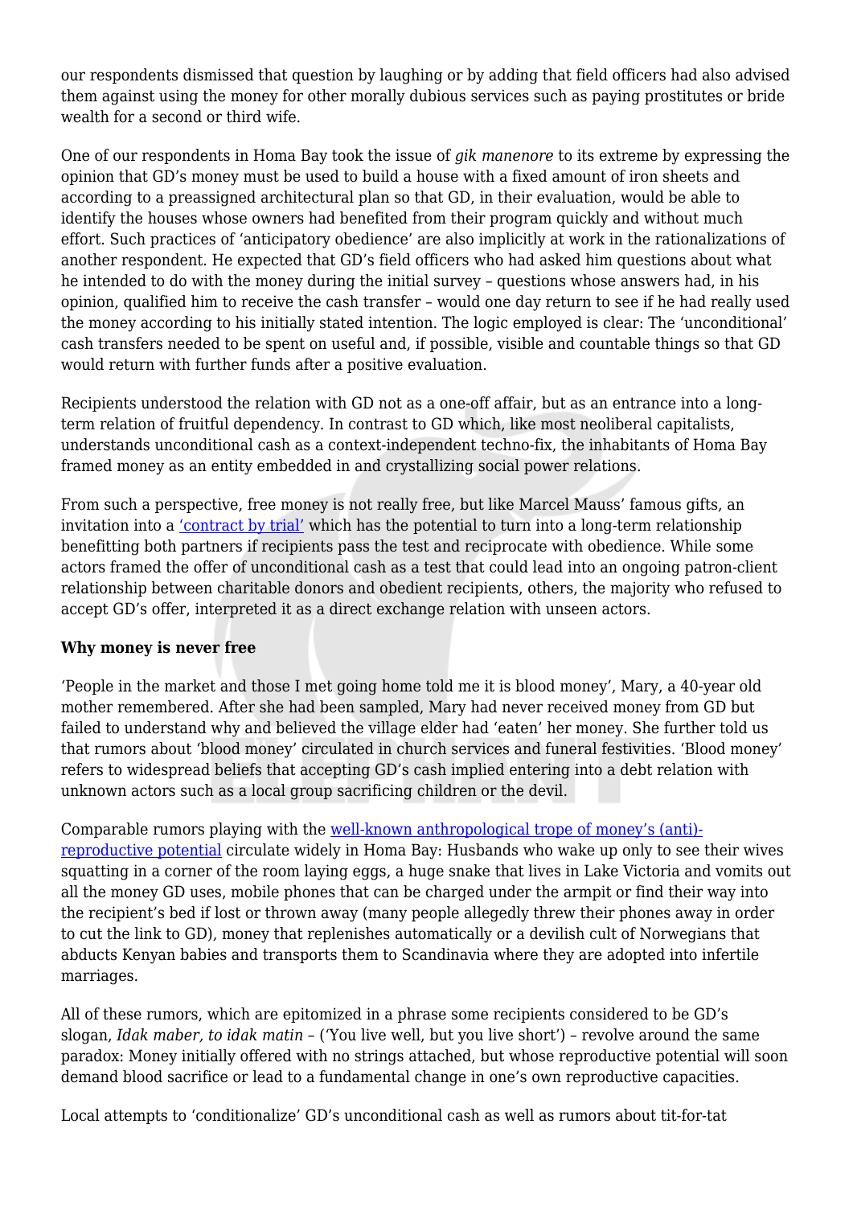our respondents dismissed that question by laughing or by adding that field officers had also advised them against using the money for other morally dubious services such as paying prostitutes or bride wealth for a second or third wife.

One of our respondents in Homa Bay took the issue of *gik manenore* to its extreme by expressing the opinion that GD's money must be used to build a house with a fixed amount of iron sheets and according to a preassigned architectural plan so that GD, in their evaluation, would be able to identify the houses whose owners had benefited from their program quickly and without much effort. Such practices of 'anticipatory obedience' are also implicitly at work in the rationalizations of another respondent. He expected that GD's field officers who had asked him questions about what he intended to do with the money during the initial survey – questions whose answers had, in his opinion, qualified him to receive the cash transfer – would one day return to see if he had really used the money according to his initially stated intention. The logic employed is clear: The 'unconditional' cash transfers needed to be spent on useful and, if possible, visible and countable things so that GD would return with further funds after a positive evaluation.

Recipients understood the relation with GD not as a one-off affair, but as an entrance into a long-term relation of fruitful dependency. In contrast to GD which, like most neoliberal capitalists, understands unconditional cash as a context-independent techno-fix, the inhabitants of Homa Bay framed money as an entity embedded in and crystallizing social power relations.

From such a perspective, free money is not really free, but like Marcel Mauss' famous gifts, an invitation into a 'contract by trial' which has the potential to turn into a long-term relationship benefitting both partners if recipients pass the test and reciprocate with obedience. While some actors framed the offer of unconditional cash as a test that could lead into an ongoing patron-client relationship between charitable donors and obedient recipients, others, the majority who refused to accept GD's offer, interpreted it as a direct exchange relation with unseen actors.

**Why money is never free**

'People in the market and those I met going home told me it is blood money', Mary, a 40-year old mother remembered. After she had been sampled, Mary had never received money from GD but failed to understand why and believed the village elder had 'eaten' her money. She further told us that rumors about 'blood money' circulated in church services and funeral festivities. 'Blood money' refers to widespread beliefs that accepting GD's cash implied entering into a debt relation with unknown actors such as a local group sacrificing children or the devil.

Comparable rumors playing with the well-known anthropological trope of money's (anti)-reproductive potential circulate widely in Homa Bay: Husbands who wake up only to see their wives squatting in a corner of the room laying eggs, a huge snake that lives in Lake Victoria and vomits out all the money GD uses, mobile phones that can be charged under the armpit or find their way into the recipient's bed if lost or thrown away (many people allegedly threw their phones away in order to cut the link to GD), money that replenishes automatically or a devilish cult of Norwegians that abducts Kenyan babies and transports them to Scandinavia where they are adopted into infertile marriages.

All of these rumors, which are epitomized in a phrase some recipients considered to be GD's slogan, *Idak maber, to idak matin* – ('You live well, but you live short') – revolve around the same paradox: Money initially offered with no strings attached, but whose reproductive potential will soon demand blood sacrifice or lead to a fundamental change in one's own reproductive capacities.

Local attempts to 'conditionalize' GD's unconditional cash as well as rumors about tit-for-tat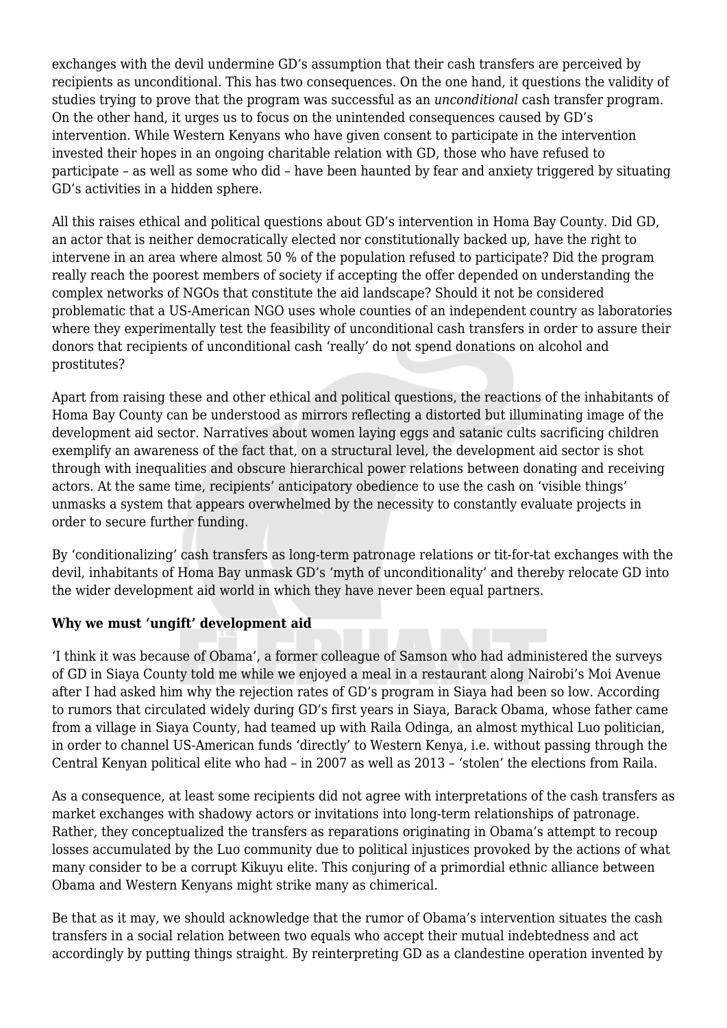exchanges with the devil undermine GD's assumption that their cash transfers are perceived by recipients as unconditional. This has two consequences. On the one hand, it questions the validity of studies trying to prove that the program was successful as an *unconditional* cash transfer program. On the other hand, it urges us to focus on the unintended consequences caused by GD's intervention. While Western Kenyans who have given consent to participate in the intervention invested their hopes in an ongoing charitable relation with GD, those who have refused to participate – as well as some who did – have been haunted by fear and anxiety triggered by situating GD's activities in a hidden sphere.

All this raises ethical and political questions about GD's intervention in Homa Bay County. Did GD, an actor that is neither democratically elected nor constitutionally backed up, have the right to intervene in an area where almost 50 % of the population refused to participate? Did the program really reach the poorest members of society if accepting the offer depended on understanding the complex networks of NGOs that constitute the aid landscape? Should it not be considered problematic that a US-American NGO uses whole counties of an independent country as laboratories where they experimentally test the feasibility of unconditional cash transfers in order to assure their donors that recipients of unconditional cash 'really' do not spend donations on alcohol and prostitutes?

Apart from raising these and other ethical and political questions, the reactions of the inhabitants of Homa Bay County can be understood as mirrors reflecting a distorted but illuminating image of the development aid sector. Narratives about women laying eggs and satanic cults sacrificing children exemplify an awareness of the fact that, on a structural level, the development aid sector is shot through with inequalities and obscure hierarchical power relations between donating and receiving actors. At the same time, recipients' anticipatory obedience to use the cash on 'visible things' unmasks a system that appears overwhelmed by the necessity to constantly evaluate projects in order to secure further funding.

By 'conditionalizing' cash transfers as long-term patronage relations or tit-for-tat exchanges with the devil, inhabitants of Homa Bay unmask GD's 'myth of unconditionality' and thereby relocate GD into the wider development aid world in which they have never been equal partners.

**Why we must 'ungift' development aid**

'I think it was because of Obama', a former colleague of Samson who had administered the surveys of GD in Siaya County told me while we enjoyed a meal in a restaurant along Nairobi's Moi Avenue after I had asked him why the rejection rates of GD's program in Siaya had been so low. According to rumors that circulated widely during GD's first years in Siaya, Barack Obama, whose father came from a village in Siaya County, had teamed up with Raila Odinga, an almost mythical Luo politician, in order to channel US-American funds 'directly' to Western Kenya, i.e. without passing through the Central Kenyan political elite who had – in 2007 as well as 2013 – 'stolen' the elections from Raila.

As a consequence, at least some recipients did not agree with interpretations of the cash transfers as market exchanges with shadowy actors or invitations into long-term relationships of patronage. Rather, they conceptualized the transfers as reparations originating in Obama's attempt to recoup losses accumulated by the Luo community due to political injustices provoked by the actions of what many consider to be a corrupt Kikuyu elite. This conjuring of a primordial ethnic alliance between Obama and Western Kenyans might strike many as chimerical.

Be that as it may, we should acknowledge that the rumor of Obama's intervention situates the cash transfers in a social relation between two equals who accept their mutual indebtedness and act accordingly by putting things straight. By reinterpreting GD as a clandestine operation invented by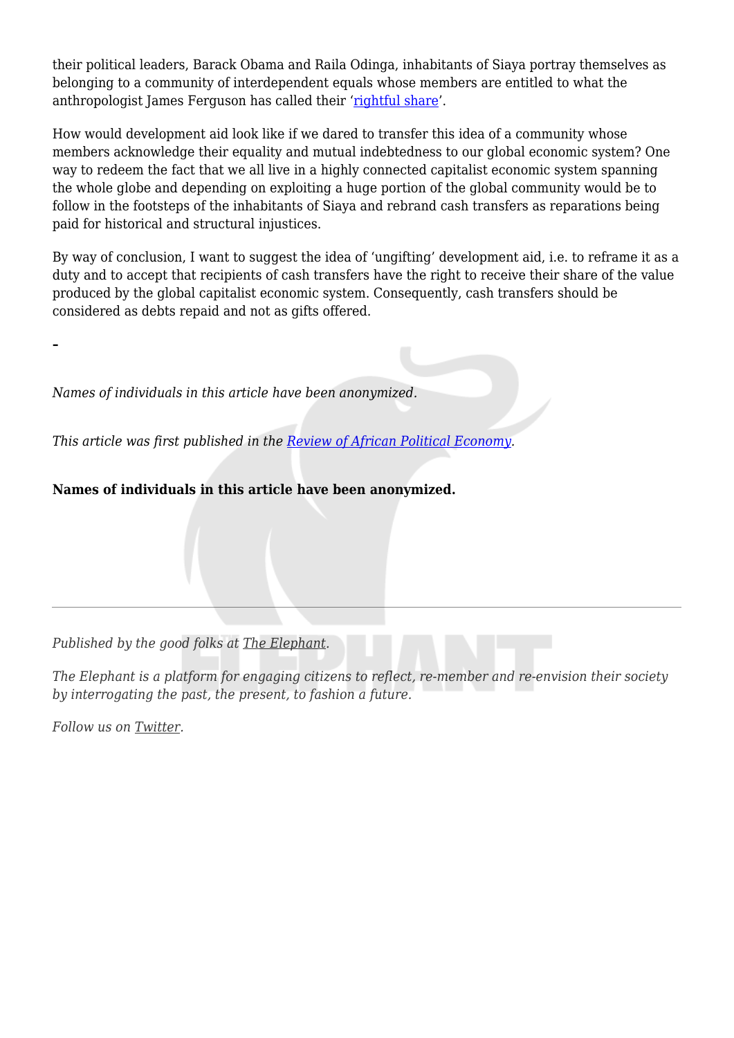their political leaders, Barack Obama and Raila Odinga, inhabitants of Siaya portray themselves as belonging to a community of interdependent equals whose members are entitled to what the anthropologist James Ferguson has called their 'rightful share'.

How would development aid look like if we dared to transfer this idea of a community whose members acknowledge their equality and mutual indebtedness to our global economic system? One way to redeem the fact that we all live in a highly connected capitalist economic system spanning the whole globe and depending on exploiting a huge portion of the global community would be to follow in the footsteps of the inhabitants of Siaya and rebrand cash transfers as reparations being paid for historical and structural injustices.

By way of conclusion, I want to suggest the idea of 'ungifting' development aid, i.e. to reframe it as a duty and to accept that recipients of cash transfers have the right to receive their share of the value produced by the global capitalist economic system. Consequently, cash transfers should be considered as debts repaid and not as gifts offered.

-

*Names of individuals in this article have been anonymized.*

*This article was first published in the Review of African Political Economy.*

**Names of individuals in this article have been anonymized.**

---

*Published by the good folks at The Elephant.*

*The Elephant is a platform for engaging citizens to reflect, re-member and re-envision their society by interrogating the past, the present, to fashion a future.*

*Follow us on Twitter.*